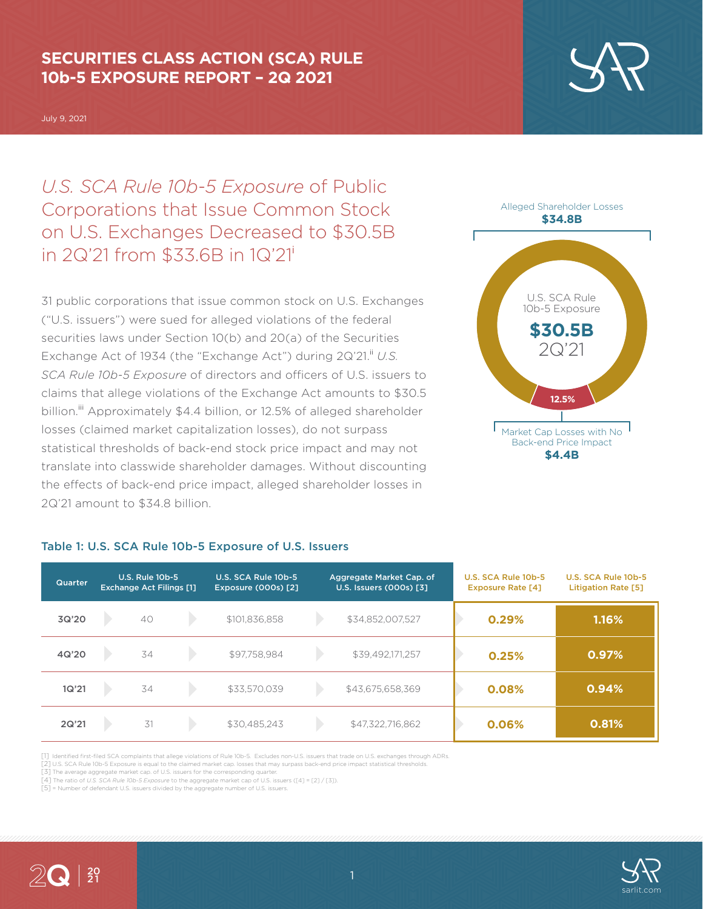# SECURITIES CLASS ACTION (SCA) RULE 10b-5 EXPOSURE REPORT – 2Q 2021

July 9, 2021

## *U.S. SCA Rule 10b-5 Exposure* of Public Corporations that Issue Common Stock on U.S. Exchanges Decreased to $30.5B in 2Q'21 from $33.6B in 1Q'21[i]

31 public corporations that issue common stock on U.S. Exchanges ("U.S. issuers") were sued for alleged violations of the federal securities laws under Section 10(b) and 20(a) of the Securities Exchange Act of 1934 (the "Exchange Act") during 2Q'21.[ii] *U.S. SCA Rule 10b-5 Exposure* of directors and officers of U.S. issuers to claims that allege violations of the Exchange Act amounts to $30.5 billion.[iii] Approximately $4.4 billion, or 12.5% of alleged shareholder losses (claimed market capitalization losses), do not surpass statistical thresholds of back-end stock price impact and may not translate into classwide shareholder damages. Without discounting the effects of back-end price impact, alleged shareholder losses in 2Q'21 amount to $34.8 billion.

Alleged Shareholder Losses **$34.8B**

U.S. SCA Rule 10b-5 Exposure **$30.5B** 2Q'21

12.5%

Market Cap Losses with No Back-end Price Impact **$4.4B**

### Table 1: U.S. SCA Rule 10b-5 Exposure of U.S. Issuers

| Quarter | U.S. Rule 10b-5 Exchange Act Filings [1] | U.S. SCA Rule 10b-5 Exposure (000s) [2] | Aggregate Market Cap. of U.S. Issuers (000s) [3] | U.S. SCA Rule 10b-5 Exposure Rate [4] | U.S. SCA Rule 10b-5 Litigation Rate [5] |
|---|---|---|---|---|---|
| 3Q'20 | 40 | $101,836,858 | $34,852,007,527 | 0.29% | 1.16% |
| 4Q'20 | 34 | $97,758,984 | $39,492,171,257 | 0.25% | 0.97% |
| 1Q'21 | 34 | $33,570,039 | $43,675,658,369 | 0.08% | 0.94% |
| 2Q'21 | 31 | $30,485,243 | $47,322,716,862 | 0.06% | 0.81% |

[1] Identified first-filed SCA complaints that allege violations of Rule 10b-5. Excludes non-U.S. issuers that trade on U.S. exchanges through ADRs.
[2] U.S. SCA Rule 10b-5 Exposure is equal to the claimed market cap. losses that may surpass back-end price impact statistical thresholds.
[3] The average aggregate market cap. of U.S. issuers for the corresponding quarter.
[4] The ratio of *U.S. SCA Rule 10b-5 Exposure* to the aggregate market cap of U.S. issuers ([4] = [2] / [3]).
[5] = Number of defendant U.S. issuers divided by the aggregate number of U.S. issuers.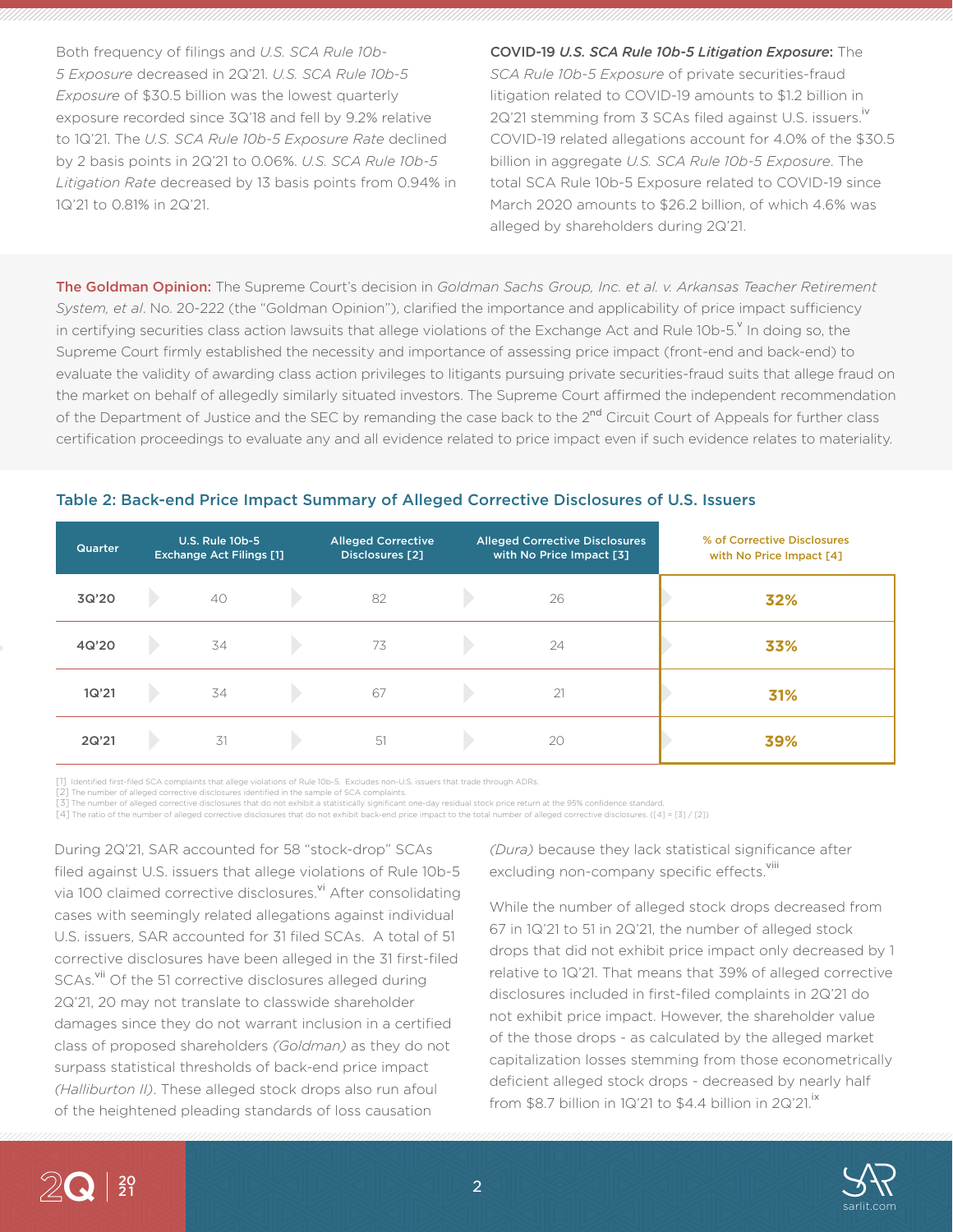Both frequency of filings and *U.S. SCA Rule 10b-5 Exposure* decreased in 2Q'21. *U.S. SCA Rule 10b-5 Exposure* of $30.5 billion was the lowest quarterly exposure recorded since 3Q'18 and fell by 9.2% relative to 1Q'21. The *U.S. SCA Rule 10b-5 Exposure Rate* declined by 2 basis points in 2Q'21 to 0.06%. *U.S. SCA Rule 10b-5 Litigation Rate* decreased by 13 basis points from 0.94% in 1Q'21 to 0.81% in 2Q'21.

**COVID-19 *U.S. SCA Rule 10b-5 Litigation Exposure*:** The *SCA Rule 10b-5 Exposure* of private securities-fraud litigation related to COVID-19 amounts to $1.2 billion in 2Q'21 stemming from 3 SCAs filed against U.S. issuers.[iv] COVID-19 related allegations account for 4.0% of the $30.5 billion in aggregate *U.S. SCA Rule 10b-5 Exposure*. The total SCA Rule 10b-5 Exposure related to COVID-19 since March 2020 amounts to $26.2 billion, of which 4.6% was alleged by shareholders during 2Q'21.

**The Goldman Opinion:** The Supreme Court's decision in *Goldman Sachs Group, Inc. et al. v. Arkansas Teacher Retirement System, et al*. No. 20-222 (the "Goldman Opinion"), clarified the importance and applicability of price impact sufficiency in certifying securities class action lawsuits that allege violations of the Exchange Act and Rule 10b-5.[v] In doing so, the Supreme Court firmly established the necessity and importance of assessing price impact (front-end and back-end) to evaluate the validity of awarding class action privileges to litigants pursuing private securities-fraud suits that allege fraud on the market on behalf of allegedly similarly situated investors. The Supreme Court affirmed the independent recommendation of the Department of Justice and the SEC by remanding the case back to the 2nd Circuit Court of Appeals for further class certification proceedings to evaluate any and all evidence related to price impact even if such evidence relates to materiality.

### Table 2: Back-end Price Impact Summary of Alleged Corrective Disclosures of U.S. Issuers

| Quarter | U.S. Rule 10b-5 Exchange Act Filings [1] | Alleged Corrective Disclosures [2] | Alleged Corrective Disclosures with No Price Impact [3] | % of Corrective Disclosures with No Price Impact [4] |
|---|---|---|---|---|
| 3Q'20 | 40 | 82 | 26 | **32%** |
| 4Q'20 | 34 | 73 | 24 | **33%** |
| 1Q'21 | 34 | 67 | 21 | **31%** |
| 2Q'21 | 31 | 51 | 20 | **39%** |

[1] Identified first-filed SCA complaints that allege violations of Rule 10b-5. Excludes non-U.S. issuers that trade through ADRs.
[2] The number of alleged corrective disclosures identified in the sample of SCA complaints.
[3] The number of alleged corrective disclosures that do not exhibit a statistically significant one-day residual stock price return at the 95% confidence standard.
[4] The ratio of the number of alleged corrective disclosures that do not exhibit back-end price impact to the total number of alleged corrective disclosures. ([4] = [3] / [2])

During 2Q'21, SAR accounted for 58 "stock-drop" SCAs filed against U.S. issuers that allege violations of Rule 10b-5 via 100 claimed corrective disclosures.[vi] After consolidating cases with seemingly related allegations against individual U.S. issuers, SAR accounted for 31 filed SCAs. A total of 51 corrective disclosures have been alleged in the 31 first-filed SCAs.[vii] Of the 51 corrective disclosures alleged during 2Q'21, 20 may not translate to classwide shareholder damages since they do not warrant inclusion in a certified class of proposed shareholders *(Goldman)* as they do not surpass statistical thresholds of back-end price impact *(Halliburton II)*. These alleged stock drops also run afoul of the heightened pleading standards of loss causation *(Dura)* because they lack statistical significance after excluding non-company specific effects.[viii]

While the number of alleged stock drops decreased from 67 in 1Q'21 to 51 in 2Q'21, the number of alleged stock drops that did not exhibit price impact only decreased by 1 relative to 1Q'21. That means that 39% of alleged corrective disclosures included in first-filed complaints in 2Q'21 do not exhibit price impact. However, the shareholder value of the those drops - as calculated by the alleged market capitalization losses stemming from those econometrically deficient alleged stock drops - decreased by nearly half from $8.7 billion in 1Q'21 to $4.4 billion in 2Q'21.[ix]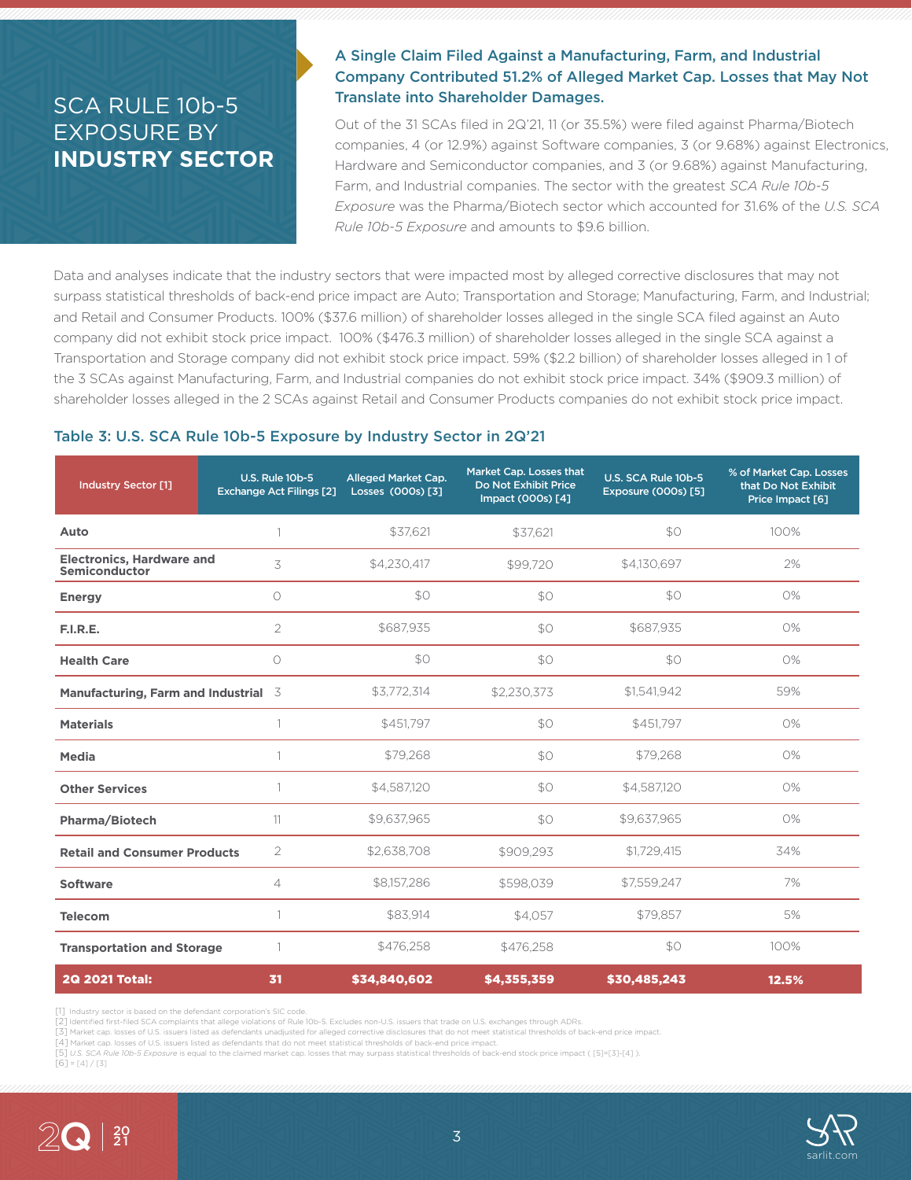# SCA RULE 10b-5 EXPOSURE BY **INDUSTRY SECTOR**

## A Single Claim Filed Against a Manufacturing, Farm, and Industrial Company Contributed 51.2% of Alleged Market Cap. Losses that May Not Translate into Shareholder Damages.

Out of the 31 SCAs filed in 2Q'21, 11 (or 35.5%) were filed against Pharma/Biotech companies, 4 (or 12.9%) against Software companies, 3 (or 9.68%) against Electronics, Hardware and Semiconductor companies, and 3 (or 9.68%) against Manufacturing, Farm, and Industrial companies. The sector with the greatest *SCA Rule 10b-5 Exposure* was the Pharma/Biotech sector which accounted for 31.6% of the *U.S. SCA Rule 10b-5 Exposure* and amounts to $9.6 billion.

Data and analyses indicate that the industry sectors that were impacted most by alleged corrective disclosures that may not surpass statistical thresholds of back-end price impact are Auto; Transportation and Storage; Manufacturing, Farm, and Industrial; and Retail and Consumer Products. 100% ($37.6 million) of shareholder losses alleged in the single SCA filed against an Auto company did not exhibit stock price impact. 100% ($476.3 million) of shareholder losses alleged in the single SCA against a Transportation and Storage company did not exhibit stock price impact. 59% ($2.2 billion) of shareholder losses alleged in 1 of the 3 SCAs against Manufacturing, Farm, and Industrial companies do not exhibit stock price impact. 34% ($909.3 million) of shareholder losses alleged in the 2 SCAs against Retail and Consumer Products companies do not exhibit stock price impact.

### Table 3: U.S. SCA Rule 10b-5 Exposure by Industry Sector in 2Q'21

| Industry Sector [1] | U.S. Rule 10b-5 Exchange Act Filings [2] | Alleged Market Cap. Losses (000s) [3] | Market Cap. Losses that Do Not Exhibit Price Impact (000s) [4] | U.S. SCA Rule 10b-5 Exposure (000s) [5] | % of Market Cap. Losses that Do Not Exhibit Price Impact [6] |
|---|---|---|---|---|---|
| **Auto** | 1 | $37,621 | $37,621 | $0 | 100% |
| **Electronics, Hardware and Semiconductor** | 3 | $4,230,417 | $99,720 | $4,130,697 | 2% |
| **Energy** | 0 | $0 | $0 | $0 | 0% |
| **F.I.R.E.** | 2 | $687,935 | $0 | $687,935 | 0% |
| **Health Care** | 0 | $0 | $0 | $0 | 0% |
| **Manufacturing, Farm and Industrial** | 3 | $3,772,314 | $2,230,373 | $1,541,942 | 59% |
| **Materials** | 1 | $451,797 | $0 | $451,797 | 0% |
| **Media** | 1 | $79,268 | $0 | $79,268 | 0% |
| **Other Services** | 1 | $4,587,120 | $0 | $4,587,120 | 0% |
| **Pharma/Biotech** | 11 | $9,637,965 | $0 | $9,637,965 | 0% |
| **Retail and Consumer Products** | 2 | $2,638,708 | $909,293 | $1,729,415 | 34% |
| **Software** | 4 | $8,157,286 | $598,039 | $7,559,247 | 7% |
| **Telecom** | 1 | $83,914 | $4,057 | $79,857 | 5% |
| **Transportation and Storage** | 1 | $476,258 | $476,258 | $0 | 100% |
| **2Q 2021 Total:** | **31** | **$34,840,602** | **$4,355,359** | **$30,485,243** | **12.5%** |

[1] Industry sector is based on the defendant corporation's SIC code.
[2] Identified first-filed SCA complaints that allege violations of Rule 10b-5. Excludes non-U.S. issuers that trade on U.S. exchanges through ADRs.
[3] Market cap. losses of U.S. issuers listed as defendants unadjusted for alleged corrective disclosures that do not meet statistical thresholds of back-end price impact.
[4] Market cap. losses of U.S. issuers listed as defendants that do not meet statistical thresholds of back-end price impact.
[5] *U.S. SCA Rule 10b-5 Exposure* is equal to the claimed market cap. losses that may surpass statistical thresholds of back-end stock price impact ( [5]=[3]-[4] ).
[6] = [4] / [3]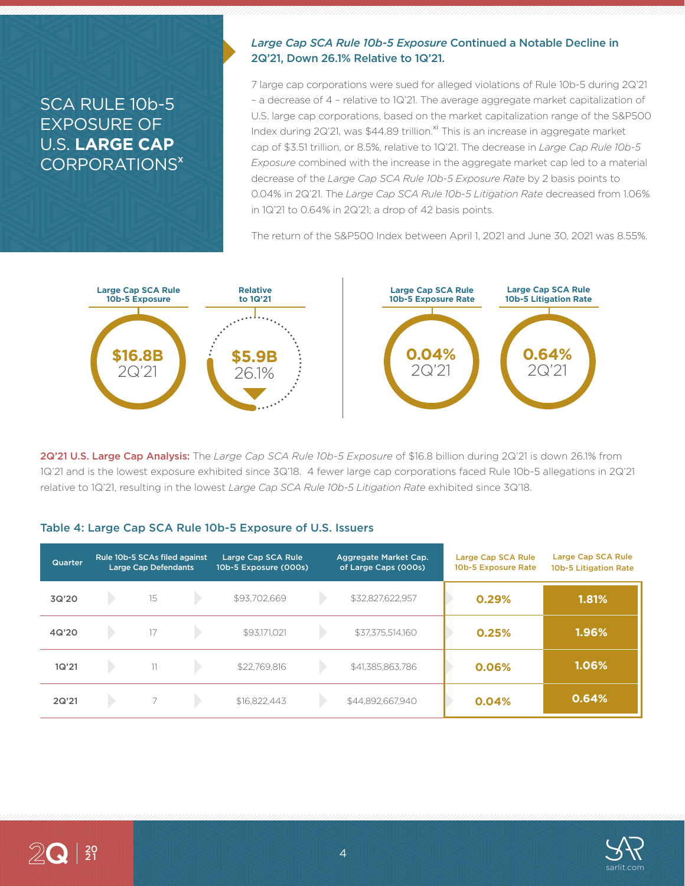# SCA RULE 10b-5 EXPOSURE OF U.S. **LARGE CAP** CORPORATIONS[x]

### *Large Cap SCA Rule 10b-5 Exposure* Continued a Notable Decline in 2Q'21, Down 26.1% Relative to 1Q'21.

7 large cap corporations were sued for alleged violations of Rule 10b-5 during 2Q'21 – a decrease of 4 – relative to 1Q'21. The average aggregate market capitalization of U.S. large cap corporations, based on the market capitalization range of the S&P500 Index during 2Q'21, was $44.89 trillion.[xi] This is an increase in aggregate market cap of $3.51 trillion, or 8.5%, relative to 1Q'21. The decrease in *Large Cap Rule 10b-5 Exposure* combined with the increase in the aggregate market cap led to a material decrease of the *Large Cap SCA Rule 10b-5 Exposure Rate* by 2 basis points to 0.04% in 2Q'21. The *Large Cap SCA Rule 10b-5 Litigation Rate* decreased from 1.06% in 1Q'21 to 0.64% in 2Q'21; a drop of 42 basis points.

The return of the S&P500 Index between April 1, 2021 and June 30, 2021 was 8.55%.

| Large Cap SCA Rule 10b-5 Exposure | Relative to 1Q'21 | Large Cap SCA Rule 10b-5 Exposure Rate | Large Cap SCA Rule 10b-5 Litigation Rate |
|---|---|---|---|
| $16.8B 2Q'21 | $5.9B 26.1% ▼ | 0.04% 2Q'21 | 0.64% 2Q'21 |

**2Q'21 U.S. Large Cap Analysis:** The *Large Cap SCA Rule 10b-5 Exposure* of $16.8 billion during 2Q'21 is down 26.1% from 1Q'21 and is the lowest exposure exhibited since 3Q'18. 4 fewer large cap corporations faced Rule 10b-5 allegations in 2Q'21 relative to 1Q'21, resulting in the lowest *Large Cap SCA Rule 10b-5 Litigation Rate* exhibited since 3Q'18.

### Table 4: Large Cap SCA Rule 10b-5 Exposure of U.S. Issuers

| Quarter | Rule 10b-5 SCAs filed against Large Cap Defendants | Large Cap SCA Rule 10b-5 Exposure (000s) | Aggregate Market Cap. of Large Caps (000s) | Large Cap SCA Rule 10b-5 Exposure Rate | Large Cap SCA Rule 10b-5 Litigation Rate |
|---|---|---|---|---|---|
| 3Q'20 | 15 | $93,702,669 | $32,827,622,957 | 0.29% | 1.81% |
| 4Q'20 | 17 | $93,171,021 | $37,375,514,160 | 0.25% | 1.96% |
| 1Q'21 | 11 | $22,769,816 | $41,385,863,786 | 0.06% | 1.06% |
| 2Q'21 | 7 | $16,822,443 | $44,892,667,940 | 0.04% | 0.64% |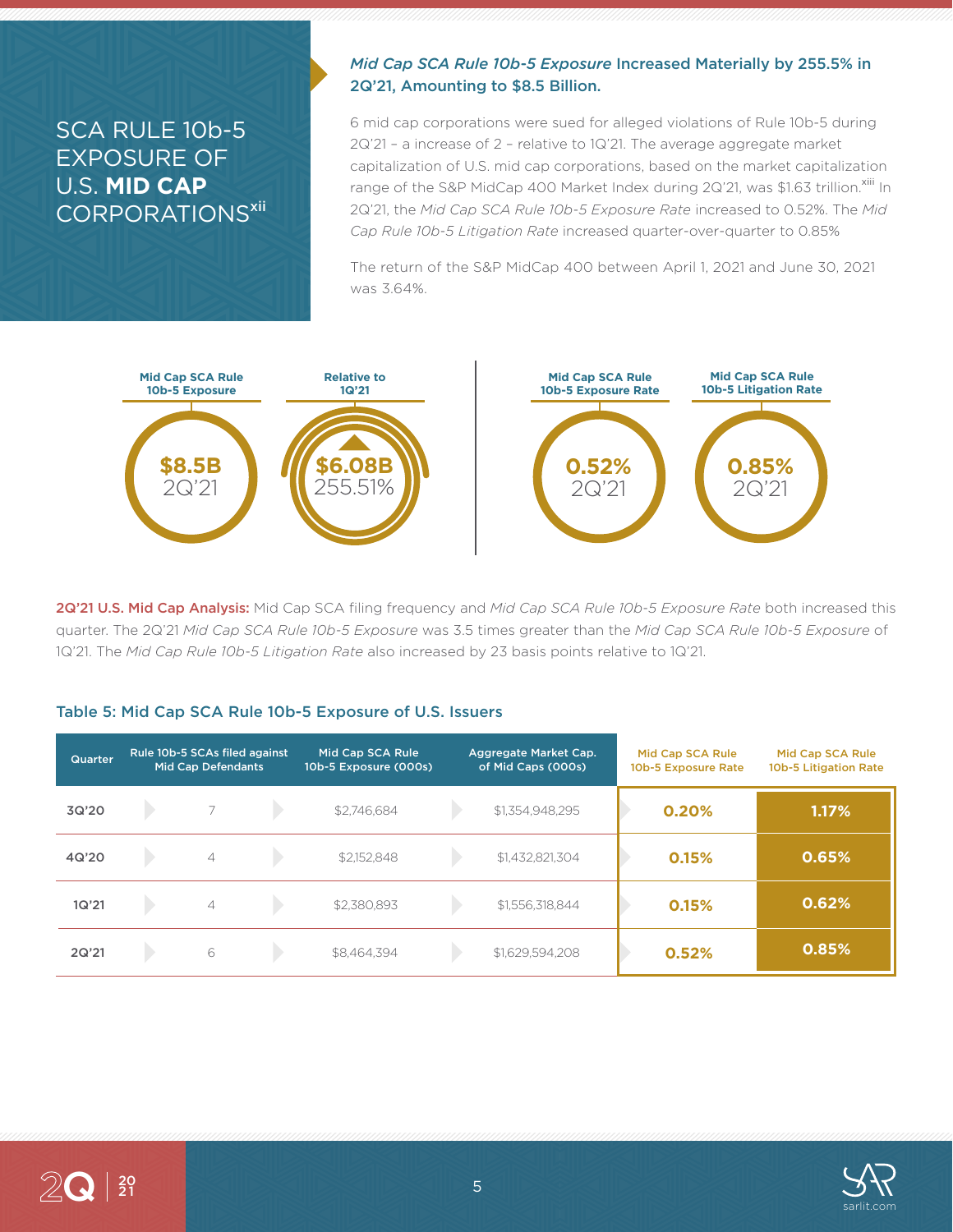## SCA RULE 10b-5 EXPOSURE OF U.S. **MID CAP** CORPORATIONS[xii]

### *Mid Cap SCA Rule 10b-5 Exposure* Increased Materially by 255.5% in 2Q'21, Amounting to $8.5 Billion.

6 mid cap corporations were sued for alleged violations of Rule 10b-5 during 2Q'21 – a increase of 2 – relative to 1Q'21. The average aggregate market capitalization of U.S. mid cap corporations, based on the market capitalization range of the S&P MidCap 400 Market Index during 2Q'21, was $1.63 trillion.[xiii] In 2Q'21, the *Mid Cap SCA Rule 10b-5 Exposure Rate* increased to 0.52%. The *Mid Cap Rule 10b-5 Litigation Rate* increased quarter-over-quarter to 0.85%

The return of the S&P MidCap 400 between April 1, 2021 and June 30, 2021 was 3.64%.

| Mid Cap SCA Rule 10b-5 Exposure | Relative to 1Q'21 | Mid Cap SCA Rule 10b-5 Exposure Rate | Mid Cap SCA Rule 10b-5 Litigation Rate |
|---|---|---|---|
| **$8.5B** 2Q'21 | ▲ **$6.08B** 255.51% | **0.52%** 2Q'21 | **0.85%** 2Q'21 |

**2Q'21 U.S. Mid Cap Analysis:** Mid Cap SCA filing frequency and *Mid Cap SCA Rule 10b-5 Exposure Rate* both increased this quarter. The 2Q'21 *Mid Cap SCA Rule 10b-5 Exposure* was 3.5 times greater than the *Mid Cap SCA Rule 10b-5 Exposure* of 1Q'21. The *Mid Cap Rule 10b-5 Litigation Rate* also increased by 23 basis points relative to 1Q'21.

### Table 5: Mid Cap SCA Rule 10b-5 Exposure of U.S. Issuers

| Quarter | Rule 10b-5 SCAs filed against Mid Cap Defendants | Mid Cap SCA Rule 10b-5 Exposure (000s) | Aggregate Market Cap. of Mid Caps (000s) | Mid Cap SCA Rule 10b-5 Exposure Rate | Mid Cap SCA Rule 10b-5 Litigation Rate |
|---|---|---|---|---|---|
| 3Q'20 | 7 | $2,746,684 | $1,354,948,295 | 0.20% | 1.17% |
| 4Q'20 | 4 | $2,152,848 | $1,432,821,304 | 0.15% | 0.65% |
| 1Q'21 | 4 | $2,380,893 | $1,556,318,844 | 0.15% | 0.62% |
| 2Q'21 | 6 | $8,464,394 | $1,629,594,208 | 0.52% | 0.85% |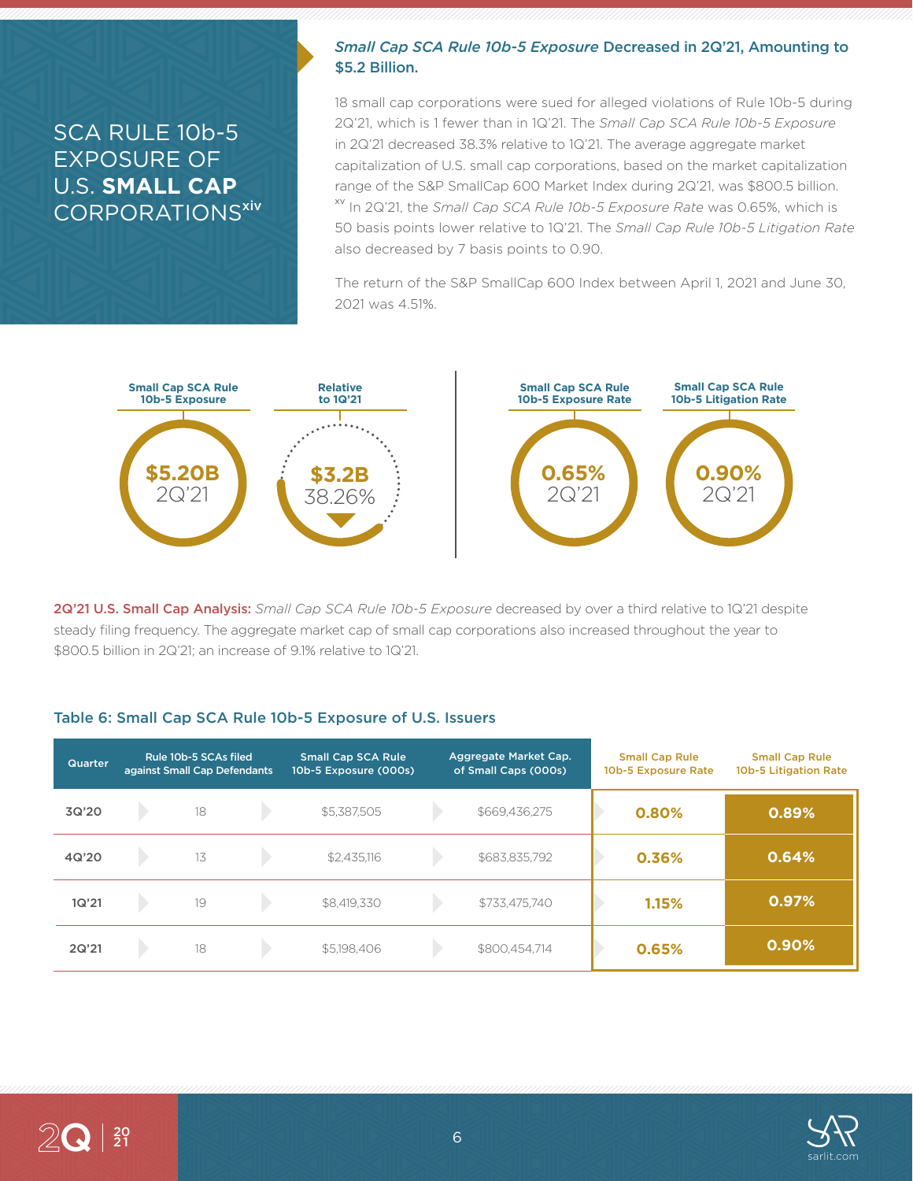# SCA RULE 10b-5 EXPOSURE OF U.S. **SMALL CAP** CORPORATIONS[xiv]

## *Small Cap SCA Rule 10b-5 Exposure* Decreased in 2Q'21, Amounting to $5.2 Billion.

18 small cap corporations were sued for alleged violations of Rule 10b-5 during 2Q'21, which is 1 fewer than in 1Q'21. The *Small Cap SCA Rule 10b-5 Exposure* in 2Q'21 decreased 38.3% relative to 1Q'21. The average aggregate market capitalization of U.S. small cap corporations, based on the market capitalization range of the S&P SmallCap 600 Market Index during 2Q'21, was $800.5 billion. [xv] In 2Q'21, the *Small Cap SCA Rule 10b-5 Exposure Rate* was 0.65%, which is 50 basis points lower relative to 1Q'21. The *Small Cap Rule 10b-5 Litigation Rate* also decreased by 7 basis points to 0.90.

The return of the S&P SmallCap 600 Index between April 1, 2021 and June 30, 2021 was 4.51%.

| Small Cap SCA Rule 10b-5 Exposure | Relative to 1Q'21 | Small Cap SCA Rule 10b-5 Exposure Rate | Small Cap SCA Rule 10b-5 Litigation Rate |
|---|---|---|---|
| $5.20B 2Q'21 | $3.2B 38.26% (decrease) | 0.65% 2Q'21 | 0.90% 2Q'21 |

**2Q'21 U.S. Small Cap Analysis:** *Small Cap SCA Rule 10b-5 Exposure* decreased by over a third relative to 1Q'21 despite steady filing frequency. The aggregate market cap of small cap corporations also increased throughout the year to $800.5 billion in 2Q'21; an increase of 9.1% relative to 1Q'21.

### Table 6: Small Cap SCA Rule 10b-5 Exposure of U.S. Issuers

| Quarter | Rule 10b-5 SCAs filed against Small Cap Defendants | Small Cap SCA Rule 10b-5 Exposure (000s) | Aggregate Market Cap. of Small Caps (000s) | Small Cap Rule 10b-5 Exposure Rate | Small Cap Rule 10b-5 Litigation Rate |
|---|---|---|---|---|---|
| 3Q'20 | 18 | $5,387,505 | $669,436,275 | 0.80% | 0.89% |
| 4Q'20 | 13 | $2,435,116 | $683,835,792 | 0.36% | 0.64% |
| 1Q'21 | 19 | $8,419,330 | $733,475,740 | 1.15% | 0.97% |
| 2Q'21 | 18 | $5,198,406 | $800,454,714 | 0.65% | 0.90% |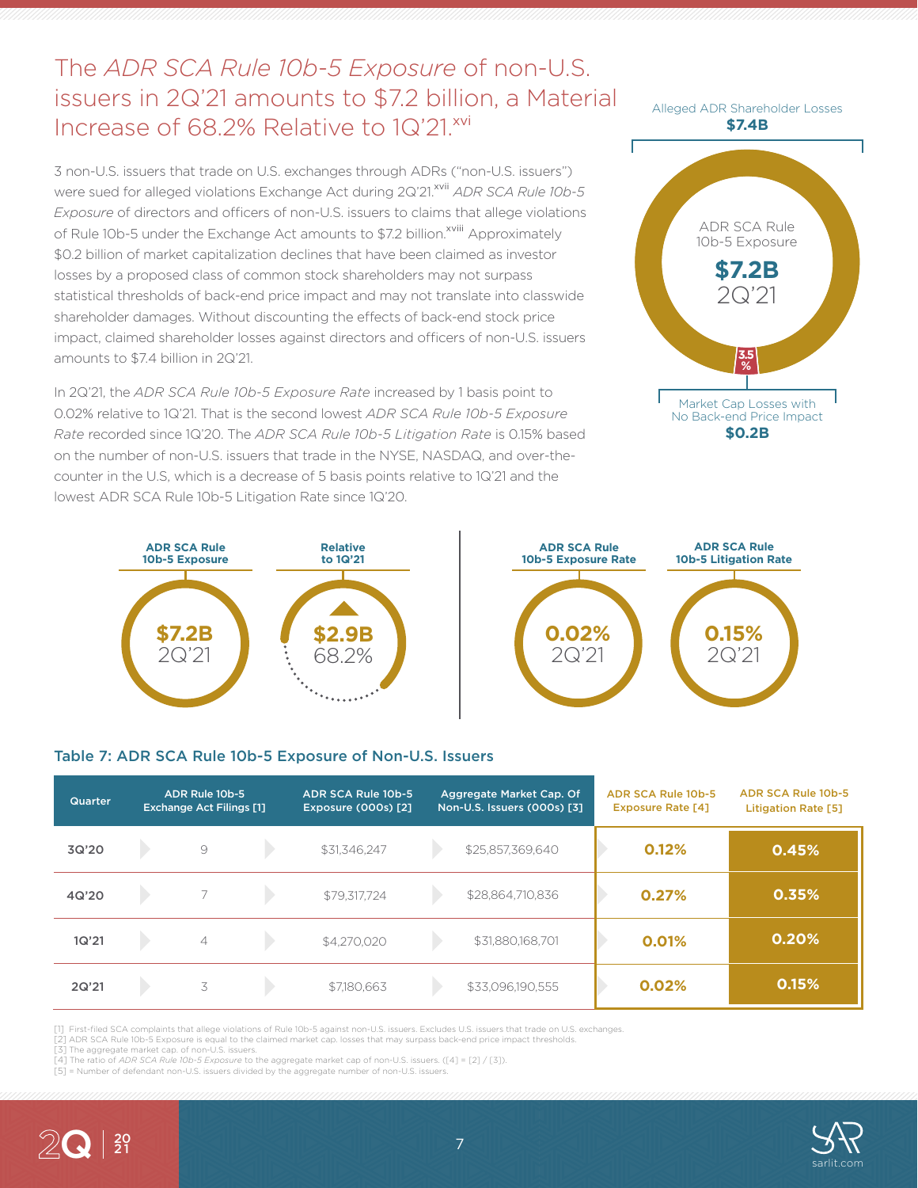# The *ADR SCA Rule 10b-5 Exposure* of non-U.S. issuers in 2Q'21 amounts to $7.2 billion, a Material Increase of 68.2% Relative to 1Q'21.[xvi]

3 non-U.S. issuers that trade on U.S. exchanges through ADRs ("non-U.S. issuers") were sued for alleged violations Exchange Act during 2Q'21.[xvii] *ADR SCA Rule 10b-5 Exposure* of directors and officers of non-U.S. issuers to claims that allege violations of Rule 10b-5 under the Exchange Act amounts to $7.2 billion.[xviii] Approximately $0.2 billion of market capitalization declines that have been claimed as investor losses by a proposed class of common stock shareholders may not surpass statistical thresholds of back-end price impact and may not translate into classwide shareholder damages. Without discounting the effects of back-end stock price impact, claimed shareholder losses against directors and officers of non-U.S. issuers amounts to $7.4 billion in 2Q'21.

In 2Q'21, the *ADR SCA Rule 10b-5 Exposure Rate* increased by 1 basis point to 0.02% relative to 1Q'21. That is the second lowest *ADR SCA Rule 10b-5 Exposure Rate* recorded since 1Q'20. The *ADR SCA Rule 10b-5 Litigation Rate* is 0.15% based on the number of non-U.S. issuers that trade in the NYSE, NASDAQ, and over-the-counter in the U.S, which is a decrease of 5 basis points relative to 1Q'21 and the lowest ADR SCA Rule 10b-5 Litigation Rate since 1Q'20.

Alleged ADR Shareholder Losses **$7.4B**

ADR SCA Rule 10b-5 Exposure **$7.2B** 2Q'21

3.5%

Market Cap Losses with No Back-end Price Impact **$0.2B**

| ADR SCA Rule 10b-5 Exposure | Relative to 1Q'21 | ADR SCA Rule 10b-5 Exposure Rate | ADR SCA Rule 10b-5 Litigation Rate |
|---|---|---|---|
| $7.2B 2Q'21 | $2.9B 68.2% | 0.02% 2Q'21 | 0.15% 2Q'21 |

### Table 7: ADR SCA Rule 10b-5 Exposure of Non-U.S. Issuers

| Quarter | ADR Rule 10b-5 Exchange Act Filings [1] | ADR SCA Rule 10b-5 Exposure (000s) [2] | Aggregate Market Cap. Of Non-U.S. Issuers (000s) [3] | ADR SCA Rule 10b-5 Exposure Rate [4] | ADR SCA Rule 10b-5 Litigation Rate [5] |
|---|---|---|---|---|---|
| 3Q'20 | 9 | $31,346,247 | $25,857,369,640 | 0.12% | 0.45% |
| 4Q'20 | 7 | $79,317,724 | $28,864,710,836 | 0.27% | 0.35% |
| 1Q'21 | 4 | $4,270,020 | $31,880,168,701 | 0.01% | 0.20% |
| 2Q'21 | 3 | $7,180,663 | $33,096,190,555 | 0.02% | 0.15% |

[1] First-filed SCA complaints that allege violations of Rule 10b-5 against non-U.S. issuers. Excludes U.S. issuers that trade on U.S. exchanges.
[2] ADR SCA Rule 10b-5 Exposure is equal to the claimed market cap. losses that may surpass back-end price impact thresholds.
[3] The aggregate market cap. of non-U.S. issuers.
[4] The ratio of *ADR SCA Rule 10b-5 Exposure* to the aggregate market cap of non-U.S. issuers. ([4] = [2] / [3]).
[5] = Number of defendant non-U.S. issuers divided by the aggregate number of non-U.S. issuers.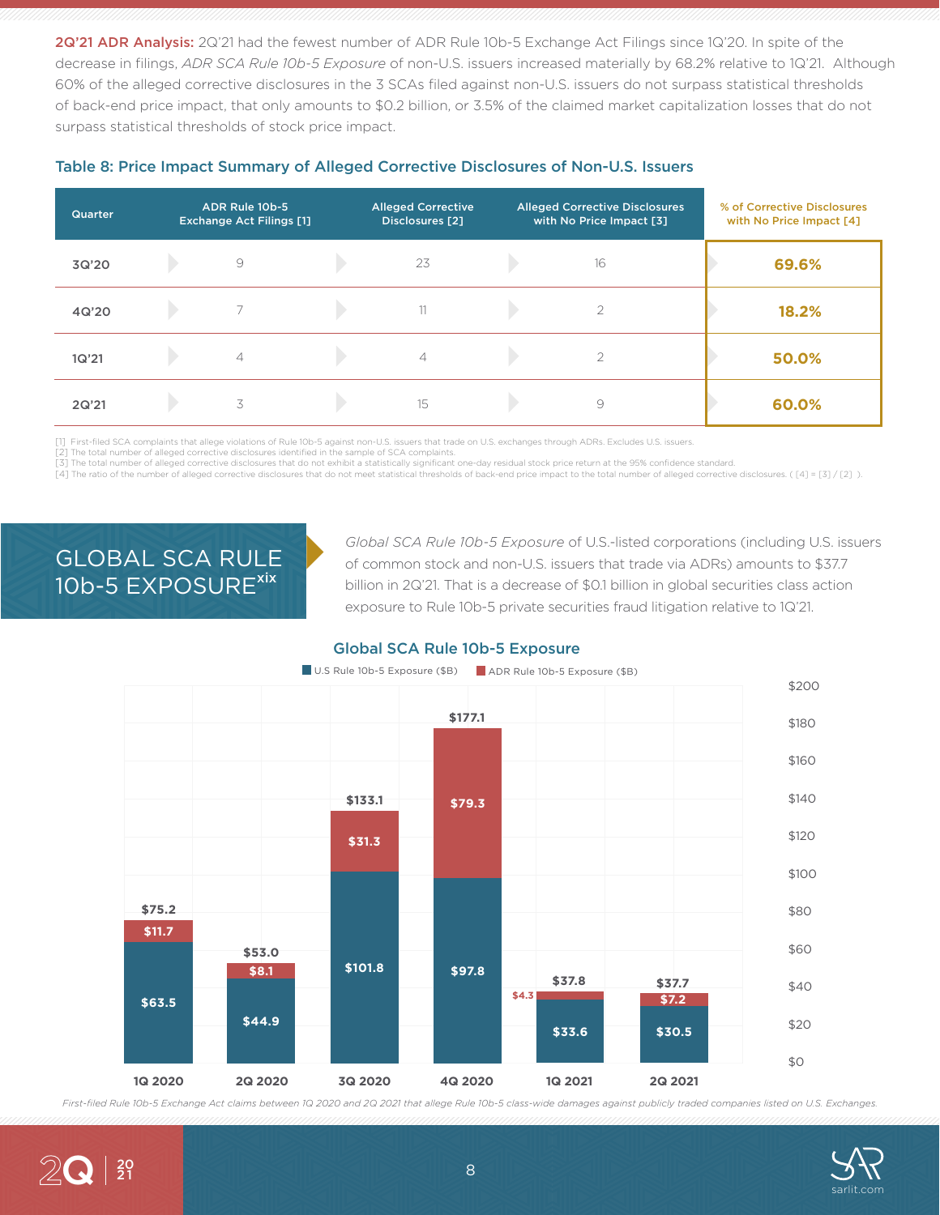**2Q'21 ADR Analysis:** 2Q'21 had the fewest number of ADR Rule 10b-5 Exchange Act Filings since 1Q'20. In spite of the decrease in filings, *ADR SCA Rule 10b-5 Exposure* of non-U.S. issuers increased materially by 68.2% relative to 1Q'21. Although 60% of the alleged corrective disclosures in the 3 SCAs filed against non-U.S. issuers do not surpass statistical thresholds of back-end price impact, that only amounts to $0.2 billion, or 3.5% of the claimed market capitalization losses that do not surpass statistical thresholds of stock price impact.

### Table 8: Price Impact Summary of Alleged Corrective Disclosures of Non-U.S. Issuers

| Quarter | ADR Rule 10b-5 Exchange Act Filings [1] | Alleged Corrective Disclosures [2] | Alleged Corrective Disclosures with No Price Impact [3] | % of Corrective Disclosures with No Price Impact [4] |
|---|---|---|---|---|
| 3Q'20 | 9 | 23 | 16 | **69.6%** |
| 4Q'20 | 7 | 11 | 2 | **18.2%** |
| 1Q'21 | 4 | 4 | 2 | **50.0%** |
| 2Q'21 | 3 | 15 | 9 | **60.0%** |

[1] First-filed SCA complaints that allege violations of Rule 10b-5 against non-U.S. issuers that trade on U.S. exchanges through ADRs. Excludes U.S. issuers.
[2] The total number of alleged corrective disclosures identified in the sample of SCA complaints.
[3] The total number of alleged corrective disclosures that do not exhibit a statistically significant one-day residual stock price return at the 95% confidence standard.
[4] The ratio of the number of alleged corrective disclosures that do not meet statistical thresholds of back-end price impact to the total number of alleged corrective disclosures. ( [4] = [3] / [2] ).

## GLOBAL SCA RULE 10b-5 EXPOSURE[xix]

*Global SCA Rule 10b-5 Exposure* of U.S.-listed corporations (including U.S. issuers of common stock and non-U.S. issuers that trade via ADRs) amounts to $37.7 billion in 2Q'21. That is a decrease of $0.1 billion in global securities class action exposure to Rule 10b-5 private securities fraud litigation relative to 1Q'21.

### Global SCA Rule 10b-5 Exposure

| Quarter | U.S Rule 10b-5 Exposure ($B) | ADR Rule 10b-5 Exposure ($B) | Total ($B) |
|---|---|---|---|
| 1Q 2020 | $63.5 | $11.7 | $75.2 |
| 2Q 2020 | $44.9 | $8.1 | $53.0 |
| 3Q 2020 | $101.8 | $31.3 | $133.1 |
| 4Q 2020 | $97.8 | $79.3 | $177.1 |
| 1Q 2021 | $33.6 | $4.3 | $37.8 |
| 2Q 2021 | $30.5 | $7.2 | $37.7 |

*First-filed Rule 10b-5 Exchange Act claims between 1Q 2020 and 2Q 2021 that allege Rule 10b-5 class-wide damages against publicly traded companies listed on U.S. Exchanges.*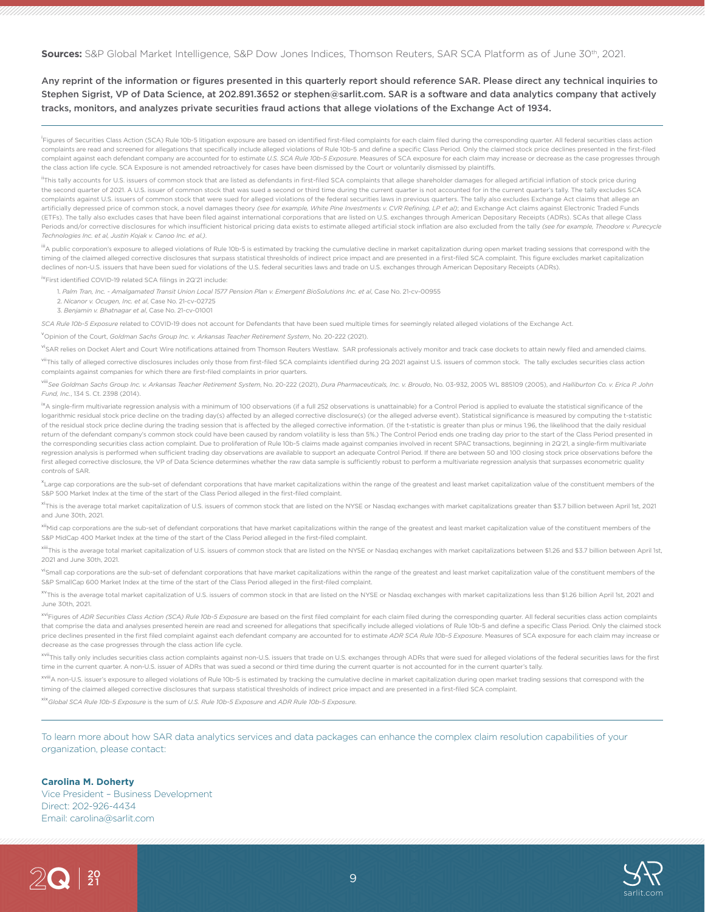**Sources:** S&P Global Market Intelligence, S&P Dow Jones Indices, Thomson Reuters, SAR SCA Platform as of June 30th, 2021.

**Any reprint of the information or figures presented in this quarterly report should reference SAR. Please direct any technical inquiries to Stephen Sigrist, VP of Data Science, at 202.891.3652 or stephen@sarlit.com. SAR is a software and data analytics company that actively tracks, monitors, and analyzes private securities fraud actions that allege violations of the Exchange Act of 1934.**

---

[i] Figures of Securities Class Action (SCA) Rule 10b-5 litigation exposure are based on identified first-filed complaints for each claim filed during the corresponding quarter. All federal securities class action complaints are read and screened for allegations that specifically include alleged violations of Rule 10b-5 and define a specific Class Period. Only the claimed stock price declines presented in the first-filed complaint against each defendant company are accounted for to estimate *U.S. SCA Rule 10b-5 Exposure*. Measures of SCA exposure for each claim may increase or decrease as the case progresses through the class action life cycle. SCA Exposure is not amended retroactively for cases have been dismissed by the Court or voluntarily dismissed by plaintiffs.

[ii] This tally accounts for U.S. issuers of common stock that are listed as defendants in first-filed SCA complaints that allege shareholder damages for alleged artificial inflation of stock price during the second quarter of 2021. A U.S. issuer of common stock that was sued a second or third time during the current quarter is not accounted for in the current quarter's tally. The tally excludes SCA complaints against U.S. issuers of common stock that were sued for alleged violations of the federal securities laws in previous quarters. The tally also excludes Exchange Act claims that allege an artificially depressed price of common stock, a novel damages theory *(see for example, White Pine Investments v. CVR Refining, LP et al)*; and Exchange Act claims against Electronic Traded Funds (ETFs). The tally also excludes cases that have been filed against international corporations that are listed on U.S. exchanges through American Depositary Receipts (ADRs). SCAs that allege Class Periods and/or corrective disclosures for which insufficient historical pricing data exists to estimate alleged artificial stock inflation are also excluded from the tally *(see for example, Theodore v. Purecycle Technologies Inc. et al, Justin Kojak v. Canoo Inc. et al.)*.

[iii] A public corporation's exposure to alleged violations of Rule 10b-5 is estimated by tracking the cumulative decline in market capitalization during open market trading sessions that correspond with the timing of the claimed alleged corrective disclosures that surpass statistical thresholds of indirect price impact and are presented in a first-filed SCA complaint. This figure excludes market capitalization declines of non-U.S. issuers that have been sued for violations of the U.S. federal securities laws and trade on U.S. exchanges through American Depositary Receipts (ADRs).

[iv] First identified COVID-19 related SCA filings in 2Q'21 include:

1. *Palm Tran, Inc. - Amalgamated Transit Union Local 1577 Pension Plan v. Emergent BioSolutions Inc. et al*, Case No. 21-cv-00955
2. *Nicanor v. Ocugen, Inc. et al*, Case No. 21-cv-02725
3. *Benjamin v. Bhatnagar et al*, Case No. 21-cv-01001

*SCA Rule 10b-5 Exposure* related to COVID-19 does not account for Defendants that have been sued multiple times for seemingly related alleged violations of the Exchange Act.

[v] Opinion of the Court, *Goldman Sachs Group Inc. v. Arkansas Teacher Retirement System*, No. 20-222 (2021).

[vi] SAR relies on Docket Alert and Court Wire notifications attained from Thomson Reuters Westlaw. SAR professionals actively monitor and track case dockets to attain newly filed and amended claims.

[vii] This tally of alleged corrective disclosures includes only those from first-filed SCA complaints identified during 2Q 2021 against U.S. issuers of common stock. The tally excludes securities class action complaints against companies for which there are first-filed complaints in prior quarters.

[viii] *See Goldman Sachs Group Inc. v. Arkansas Teacher Retirement System*, No. 20-222 (2021), *Dura Pharmaceuticals, Inc. v. Broudo*, No. 03-932, 2005 WL 885109 (2005), and *Halliburton Co. v. Erica P. John Fund, Inc.*, 134 S. Ct. 2398 (2014).

[ix] A single-firm multivariate regression analysis with a minimum of 100 observations (if a full 252 observations is unattainable) for a Control Period is applied to evaluate the statistical significance of the logarithmic residual stock price decline on the trading day(s) affected by an alleged corrective disclosure(s) (or the alleged adverse event). Statistical significance is measured by computing the t-statistic of the residual stock price decline during the trading session that is affected by the alleged corrective information. (If the t-statistic is greater than plus or minus 1.96, the likelihood that the daily residual return of the defendant company's common stock could have been caused by random volatility is less than 5%.) The Control Period ends one trading day prior to the start of the Class Period presented in the corresponding securities class action complaint. Due to proliferation of Rule 10b-5 claims made against companies involved in recent SPAC transactions, beginning in 2Q'21, a single-firm multivariate regression analysis is performed when sufficient trading day observations are available to support an adequate Control Period. If there are between 50 and 100 closing stock price observations before the first alleged corrective disclosure, the VP of Data Science determines whether the raw data sample is sufficiently robust to perform a multivariate regression analysis that surpasses econometric quality controls of SAR.

[x] Large cap corporations are the sub-set of defendant corporations that have market capitalizations within the range of the greatest and least market capitalization value of the constituent members of the S&P 500 Market Index at the time of the start of the Class Period alleged in the first-filed complaint.

[xi] This is the average total market capitalization of U.S. issuers of common stock that are listed on the NYSE or Nasdaq exchanges with market capitalizations greater than $3.7 billion between April 1st, 2021 and June 30th, 2021.

[xii] Mid cap corporations are the sub-set of defendant corporations that have market capitalizations within the range of the greatest and least market capitalization value of the constituent members of the S&P MidCap 400 Market Index at the time of the start of the Class Period alleged in the first-filed complaint.

[xiii] This is the average total market capitalization of U.S. issuers of common stock that are listed on the NYSE or Nasdaq exchanges with market capitalizations between $1.26 and $3.7 billion between April 1st, 2021 and June 30th, 2021.

[xiv] Small cap corporations are the sub-set of defendant corporations that have market capitalizations within the range of the greatest and least market capitalization value of the constituent members of the S&P SmallCap 600 Market Index at the time of the start of the Class Period alleged in the first-filed complaint.

[xv] This is the average total market capitalization of U.S. issuers of common stock in that are listed on the NYSE or Nasdaq exchanges with market capitalizations less than $1.26 billion April 1st, 2021 and June 30th, 2021.

[xvi] Figures of *ADR Securities Class Action (SCA) Rule 10b-5 Exposure* are based on the first filed complaint for each claim filed during the corresponding quarter. All federal securities class action complaints that comprise the data and analyses presented herein are read and screened for allegations that specifically include alleged violations of Rule 10b-5 and define a specific Class Period. Only the claimed stock price declines presented in the first filed complaint against each defendant company are accounted for to estimate *ADR SCA Rule 10b-5 Exposure*. Measures of SCA exposure for each claim may increase or decrease as the case progresses through the class action life cycle.

[xvii] This tally only includes securities class action complaints against non-U.S. issuers that trade on U.S. exchanges through ADRs that were sued for alleged violations of the federal securities laws for the first time in the current quarter. A non-U.S. issuer of ADRs that was sued a second or third time during the current quarter is not accounted for in the current quarter's tally.

[xviii] A non-U.S. issuer's exposure to alleged violations of Rule 10b-5 is estimated by tracking the cumulative decline in market capitalization during open market trading sessions that correspond with the timing of the claimed alleged corrective disclosures that surpass statistical thresholds of indirect price impact and are presented in a first-filed SCA complaint.

[xix] *Global SCA Rule 10b-5 Exposure* is the sum of *U.S. Rule 10b-5 Exposure* and *ADR Rule 10b-5 Exposure.*

---

To learn more about how SAR data analytics services and data packages can enhance the complex claim resolution capabilities of your organization, please contact:

**Carolina M. Doherty**
Vice President – Business Development
Direct: 202-926-4434
Email: carolina@sarlit.com